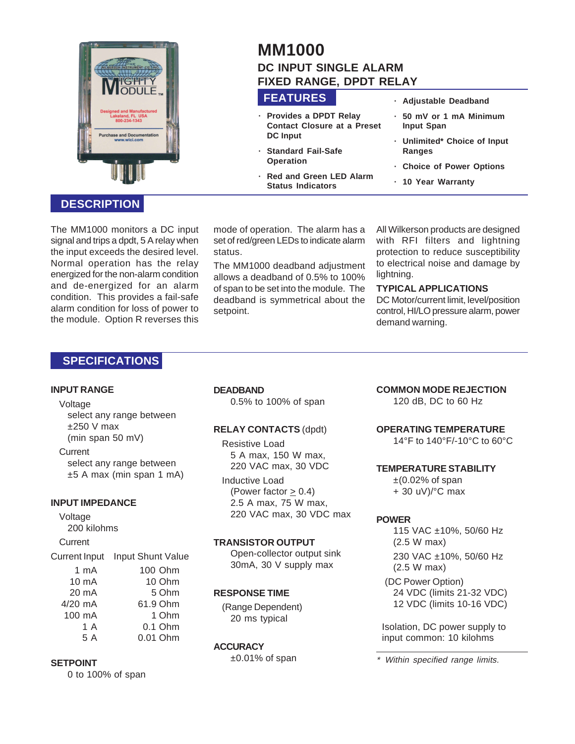# MM1000

## DC INPUT SINGLE ALARM FIXED RANGE, DPDT RELAY

## FEATURES

- **Provides a DPDT Relay Contact Closure at a Preset DC Input**
- **Standard Fail-Safe Operation**
- **Red and Green LED Alarm Status Indicators**
- **Adjustable Deadband**
- **50 mV or 1 mA Minimum Input Span**
- **Unlimited* Choice of Input Ranges**
- **Choice of Power Options**
- **10 Year Warranty**

## DESCRIPTION

The MM1000 monitors a DC input signal and trips a dpdt, 5 A relay when the input exceeds the desired level. Normal operation has the relay energized for the non-alarm condition and de-energized for an alarm condition. This provides a fail-safe alarm condition for loss of power to the module. Option R reverses this mode of operation. The alarm has a set of red/green LEDs to indicate alarm status.

The MM1000 deadband adjustment allows a deadband of 0.5% to 100% of span to be set into the module. The deadband is symmetrical about the setpoint.

All Wilkerson products are designed with RFI filters and lightning protection to reduce susceptibility to electrical noise and damage by lightning.

### TYPICAL APPLICATIONS

DC Motor/current limit, level/position control, HI/LO pressure alarm, power demand warning.

## SPECIFICATIONS

### INPUT RANGE

Voltage
: select any range between ±250 V max (min span 50 mV)

Current
: select any range between ±5 A max (min span 1 mA)

### INPUT IMPEDANCE

Voltage
: 200 kilohms

Current

| Current Input | Input Shunt Value |
|---|---|
| 1 mA | 100 Ohm |
| 10 mA | 10 Ohm |
| 20 mA | 5 Ohm |
| 4/20 mA | 61.9 Ohm |
| 100 mA | 1 Ohm |
| 1 A | 0.1 Ohm |
| 5 A | 0.01 Ohm |

### SETPOINT

0 to 100% of span

### DEADBAND

0.5% to 100% of span

### RELAY CONTACTS (dpdt)

Resistive Load
: 5 A max, 150 W max, 220 VAC max, 30 VDC

Inductive Load
: (Power factor $\geq$ 0.4) 2.5 A max, 75 W max, 220 VAC max, 30 VDC max

### TRANSISTOR OUTPUT

Open-collector output sink 30mA, 30 V supply max

### RESPONSE TIME

(Range Dependent) 20 ms typical

### ACCURACY

±0.01% of span

### COMMON MODE REJECTION

120 dB, DC to 60 Hz

### OPERATING TEMPERATURE

14°F to 140°F/-10°C to 60°C

### TEMPERATURE STABILITY

±(0.02% of span + 30 uV)/°C max

### POWER

115 VAC ±10%, 50/60 Hz (2.5 W max)

230 VAC ±10%, 50/60 Hz (2.5 W max)

(DC Power Option)
24 VDC (limits 21-32 VDC)
12 VDC (limits 10-16 VDC)

Isolation, DC power supply to input common: 10 kilohms

*\* Within specified range limits.*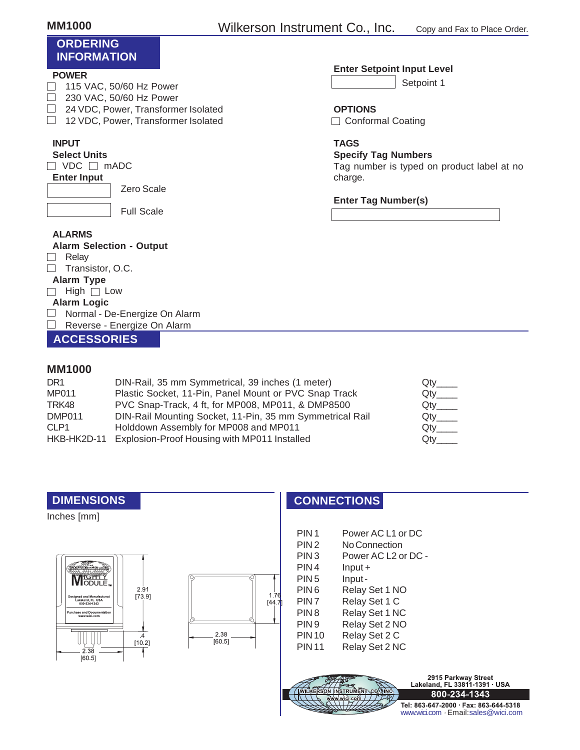MM1000

Wilkerson Instrument Co., Inc. Copy and Fax to Place Order.

## ORDERING INFORMATION

**POWER**

- ☐ 115 VAC, 50/60 Hz Power
- ☐ 230 VAC, 50/60 Hz Power
- ☐ 24 VDC, Power, Transformer Isolated
- ☐ 12 VDC, Power, Transformer Isolated

**INPUT**

**Select Units**

☐ VDC ☐ mADC

**Enter Input**

______ Zero Scale

______ Full Scale

**ALARMS**

**Alarm Selection - Output**

- ☐ Relay
- ☐ Transistor, O.C.

**Alarm Type**

☐ High ☐ Low

**Alarm Logic**

- ☐ Normal - De-Energize On Alarm
- ☐ Reverse - Energize On Alarm

**Enter Setpoint Input Level**

______ Setpoint 1

**OPTIONS**

☐ Conformal Coating

**TAGS**

**Specify Tag Numbers**

Tag number is typed on product label at no charge.

**Enter Tag Number(s)**

______

## ACCESSORIES

### MM1000

| | | |
|---|---|---|
| DR1 | DIN-Rail, 35 mm Symmetrical, 39 inches (1 meter) | Qty____ |
| MP011 | Plastic Socket, 11-Pin, Panel Mount or PVC Snap Track | Qty____ |
| TRK48 | PVC Snap-Track, 4 ft, for MP008, MP011, & DMP8500 | Qty____ |
| DMP011 | DIN-Rail Mounting Socket, 11-Pin, 35 mm Symmetrical Rail | Qty____ |
| CLP1 | Holddown Assembly for MP008 and MP011 | Qty____ |
| HKB-HK2D-11 | Explosion-Proof Housing with MP011 Installed | Qty____ |

## DIMENSIONS

Inches [mm]

2.91 [73.9]

.4 [10.2]

2.38 [60.5]

2.38 [60.5]

1.76 [44.7]

## CONNECTIONS

| | |
|---|---|
| PIN 1 | Power AC L1 or DC |
| PIN 2 | No Connection |
| PIN 3 | Power AC L2 or DC - |
| PIN 4 | Input + |
| PIN 5 | Input - |
| PIN 6 | Relay Set 1 NO |
| PIN 7 | Relay Set 1 C |
| PIN 8 | Relay Set 1 NC |
| PIN 9 | Relay Set 2 NO |
| PIN 10 | Relay Set 2 C |
| PIN 11 | Relay Set 2 NC |

WILKERSON INSTRUMENT CO., INC.
www.wici.com

2915 Parkway Street
Lakeland, FL 33811-1391 · USA
800-234-1343
Tel: 863-647-2000 · Fax: 863-644-5318
www.wici.com · Email: sales@wici.com